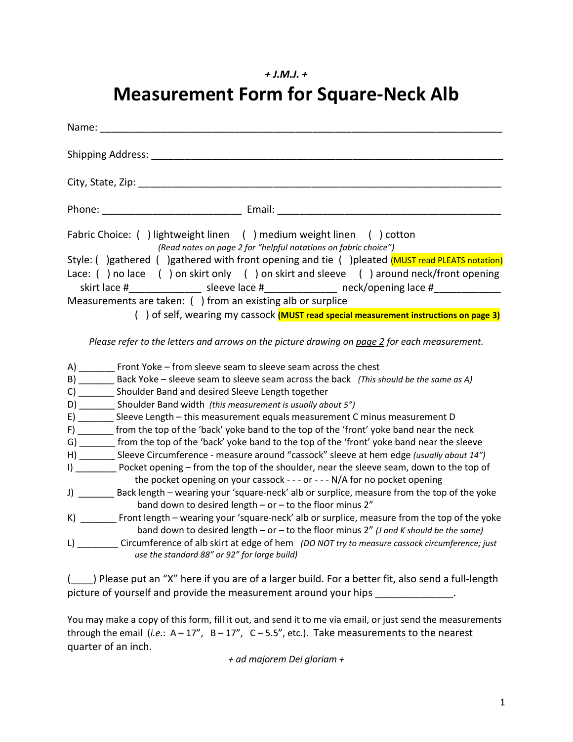*+ J.M.J. +*

# Measurement Form for Square-Neck Alb

Name: ___________________________________________________________________

Shipping Address: __________________________________________________________

City, State, Zip: ___________________________________________________________

Phone: _________________________ Email: ________________________________________

Fabric Choice: ( ) lightweight linen ( ) medium weight linen ( ) cotton
*(Read notes on page 2 for "helpful notations on fabric choice")*

Style: ( )gathered ( )gathered with front opening and tie ( )pleated (MUST read PLEATS notation)

Lace: ( ) no lace ( ) on skirt only ( ) on skirt and sleeve ( ) around neck/front opening
skirt lace #_____________ sleeve lace #_____________ neck/opening lace #____________

Measurements are taken: ( ) from an existing alb or surplice
( ) of self, wearing my cassock **(MUST read special measurement instructions on page 3)**

*Please refer to the letters and arrows on the picture drawing on page 2 for each measurement.*

A) _______ Front Yoke – from sleeve seam to sleeve seam across the chest
B) _______ Back Yoke – sleeve seam to sleeve seam across the back *(This should be the same as A)*
C) _______ Shoulder Band and desired Sleeve Length together
D) _______ Shoulder Band width *(this measurement is usually about 5")*
E) _______ Sleeve Length – this measurement equals measurement C minus measurement D
F) _______ from the top of the 'back' yoke band to the top of the 'front' yoke band near the neck
G) _______ from the top of the 'back' yoke band to the top of the 'front' yoke band near the sleeve
H) _______ Sleeve Circumference - measure around "cassock" sleeve at hem edge *(usually about 14")*
I) ________ Pocket opening – from the top of the shoulder, near the sleeve seam, down to the top of the pocket opening on your cassock - - - or - - - N/A for no pocket opening
J) _______ Back length – wearing your 'square-neck' alb or surplice, measure from the top of the yoke band down to desired length – or – to the floor minus 2"
K) _______ Front length – wearing your 'square-neck' alb or surplice, measure from the top of the yoke band down to desired length – or – to the floor minus 2" *(J and K should be the same)*
L) ________ Circumference of alb skirt at edge of hem *(DO NOT try to measure cassock circumference; just use the standard 88" or 92" for large build)*

(____) Please put an "X" here if you are of a larger build. For a better fit, also send a full-length picture of yourself and provide the measurement around your hips ______________.

You may make a copy of this form, fill it out, and send it to me via email, or just send the measurements through the email (*i.e.*: A – 17", B – 17", C – 5.5", etc.). Take measurements to the nearest quarter of an inch.

*+ ad majorem Dei gloriam +*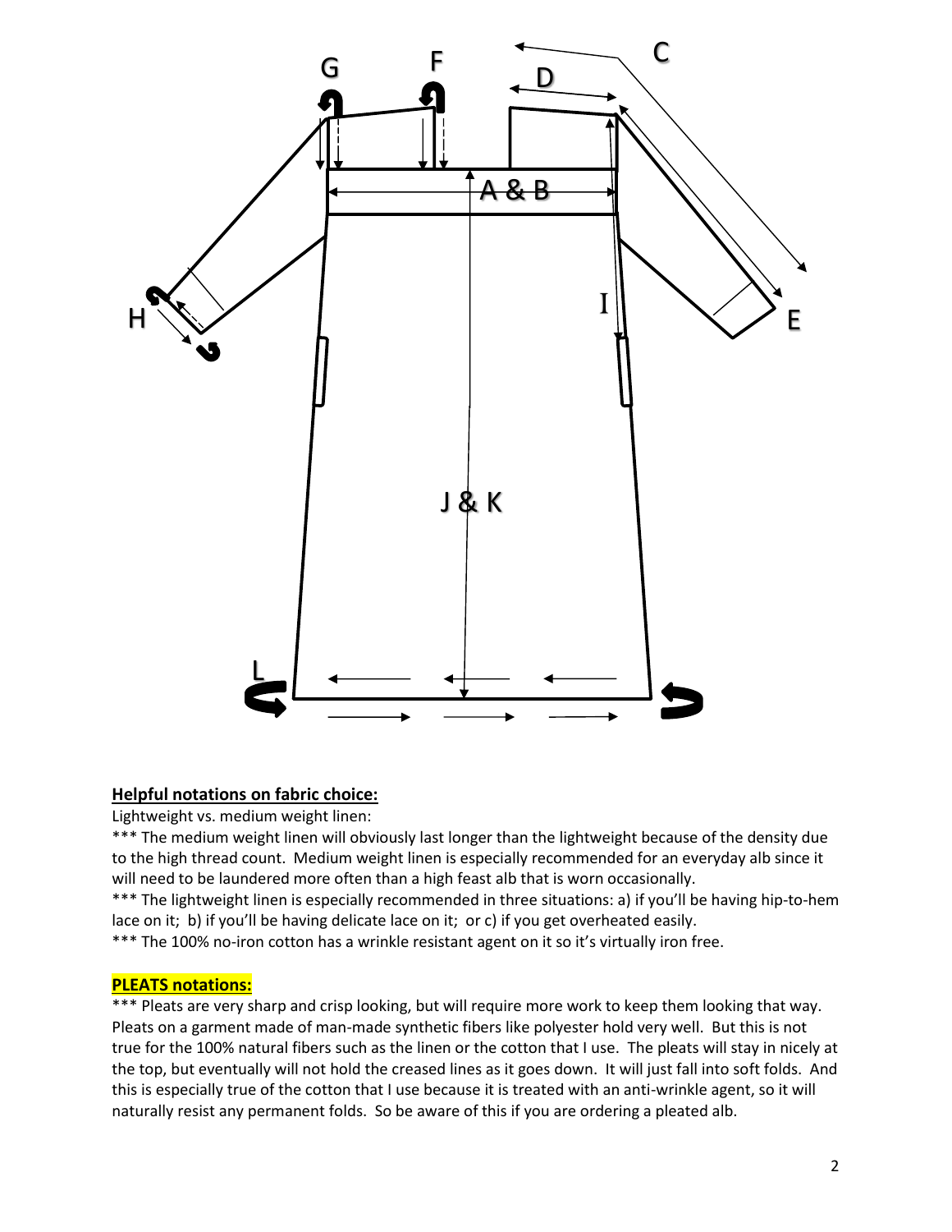## Helpful notations on fabric choice:

Lightweight vs. medium weight linen:

*** The medium weight linen will obviously last longer than the lightweight because of the density due to the high thread count. Medium weight linen is especially recommended for an everyday alb since it will need to be laundered more often than a high feast alb that is worn occasionally.

*** The lightweight linen is especially recommended in three situations: a) if you'll be having hip-to-hem lace on it; b) if you'll be having delicate lace on it; or c) if you get overheated easily.

*** The 100% no-iron cotton has a wrinkle resistant agent on it so it's virtually iron free.

## PLEATS notations:

*** Pleats are very sharp and crisp looking, but will require more work to keep them looking that way. Pleats on a garment made of man-made synthetic fibers like polyester hold very well. But this is not true for the 100% natural fibers such as the linen or the cotton that I use. The pleats will stay in nicely at the top, but eventually will not hold the creased lines as it goes down. It will just fall into soft folds. And this is especially true of the cotton that I use because it is treated with an anti-wrinkle agent, so it will naturally resist any permanent folds. So be aware of this if you are ordering a pleated alb.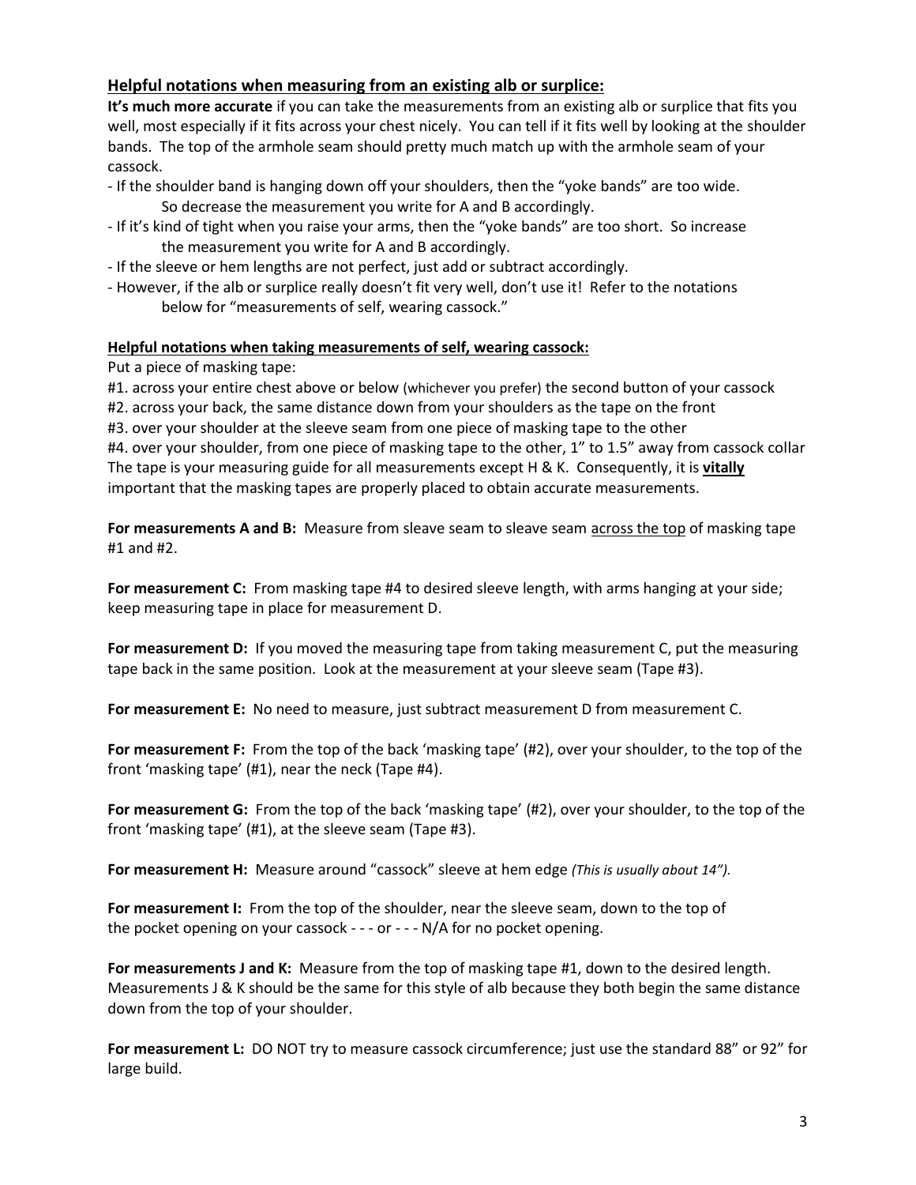## Helpful notations when measuring from an existing alb or surplice:

**It's much more accurate** if you can take the measurements from an existing alb or surplice that fits you well, most especially if it fits across your chest nicely. You can tell if it fits well by looking at the shoulder bands. The top of the armhole seam should pretty much match up with the armhole seam of your cassock.

- If the shoulder band is hanging down off your shoulders, then the "yoke bands" are too wide.
  So decrease the measurement you write for A and B accordingly.
- If it's kind of tight when you raise your arms, then the "yoke bands" are too short. So increase the measurement you write for A and B accordingly.
- If the sleeve or hem lengths are not perfect, just add or subtract accordingly.
- However, if the alb or surplice really doesn't fit very well, don't use it! Refer to the notations below for "measurements of self, wearing cassock."

## Helpful notations when taking measurements of self, wearing cassock:

Put a piece of masking tape:

#1. across your entire chest above or below (whichever you prefer) the second button of your cassock
#2. across your back, the same distance down from your shoulders as the tape on the front
#3. over your shoulder at the sleeve seam from one piece of masking tape to the other
#4. over your shoulder, from one piece of masking tape to the other, 1" to 1.5" away from cassock collar

The tape is your measuring guide for all measurements except H & K. Consequently, it is **vitally** important that the masking tapes are properly placed to obtain accurate measurements.

**For measurements A and B:** Measure from sleave seam to sleave seam across the top of masking tape #1 and #2.

**For measurement C:** From masking tape #4 to desired sleeve length, with arms hanging at your side; keep measuring tape in place for measurement D.

**For measurement D:** If you moved the measuring tape from taking measurement C, put the measuring tape back in the same position. Look at the measurement at your sleeve seam (Tape #3).

**For measurement E:** No need to measure, just subtract measurement D from measurement C.

**For measurement F:** From the top of the back 'masking tape' (#2), over your shoulder, to the top of the front 'masking tape' (#1), near the neck (Tape #4).

**For measurement G:** From the top of the back 'masking tape' (#2), over your shoulder, to the top of the front 'masking tape' (#1), at the sleeve seam (Tape #3).

**For measurement H:** Measure around "cassock" sleeve at hem edge *(This is usually about 14").*

**For measurement I:** From the top of the shoulder, near the sleeve seam, down to the top of the pocket opening on your cassock - - - or - - - N/A for no pocket opening.

**For measurements J and K:** Measure from the top of masking tape #1, down to the desired length. Measurements J & K should be the same for this style of alb because they both begin the same distance down from the top of your shoulder.

**For measurement L:** DO NOT try to measure cassock circumference; just use the standard 88" or 92" for large build.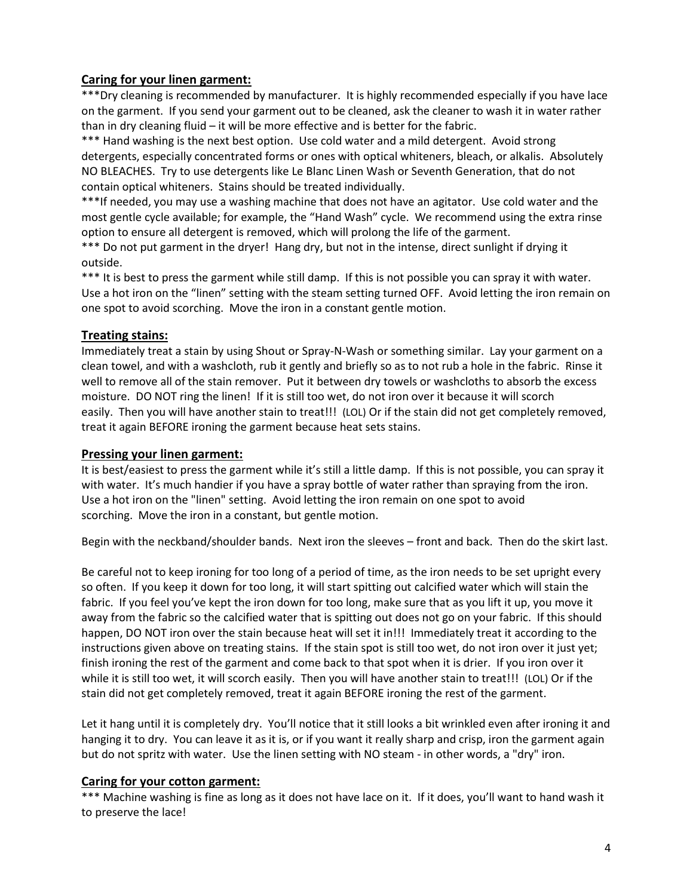## **Caring for your linen garment:**

***Dry cleaning is recommended by manufacturer. It is highly recommended especially if you have lace on the garment. If you send your garment out to be cleaned, ask the cleaner to wash it in water rather than in dry cleaning fluid – it will be more effective and is better for the fabric.

*** Hand washing is the next best option. Use cold water and a mild detergent. Avoid strong detergents, especially concentrated forms or ones with optical whiteners, bleach, or alkalis. Absolutely NO BLEACHES. Try to use detergents like Le Blanc Linen Wash or Seventh Generation, that do not contain optical whiteners. Stains should be treated individually.

***If needed, you may use a washing machine that does not have an agitator. Use cold water and the most gentle cycle available; for example, the "Hand Wash" cycle. We recommend using the extra rinse option to ensure all detergent is removed, which will prolong the life of the garment.

*** Do not put garment in the dryer! Hang dry, but not in the intense, direct sunlight if drying it outside.

*** It is best to press the garment while still damp. If this is not possible you can spray it with water. Use a hot iron on the "linen" setting with the steam setting turned OFF. Avoid letting the iron remain on one spot to avoid scorching. Move the iron in a constant gentle motion.

## **Treating stains:**

Immediately treat a stain by using Shout or Spray-N-Wash or something similar. Lay your garment on a clean towel, and with a washcloth, rub it gently and briefly so as to not rub a hole in the fabric. Rinse it well to remove all of the stain remover. Put it between dry towels or washcloths to absorb the excess moisture. DO NOT ring the linen! If it is still too wet, do not iron over it because it will scorch easily. Then you will have another stain to treat!!! (LOL) Or if the stain did not get completely removed, treat it again BEFORE ironing the garment because heat sets stains.

## **Pressing your linen garment:**

It is best/easiest to press the garment while it's still a little damp. If this is not possible, you can spray it with water. It's much handier if you have a spray bottle of water rather than spraying from the iron. Use a hot iron on the "linen" setting. Avoid letting the iron remain on one spot to avoid scorching. Move the iron in a constant, but gentle motion.

Begin with the neckband/shoulder bands. Next iron the sleeves – front and back. Then do the skirt last.

Be careful not to keep ironing for too long of a period of time, as the iron needs to be set upright every so often. If you keep it down for too long, it will start spitting out calcified water which will stain the fabric. If you feel you've kept the iron down for too long, make sure that as you lift it up, you move it away from the fabric so the calcified water that is spitting out does not go on your fabric. If this should happen, DO NOT iron over the stain because heat will set it in!!! Immediately treat it according to the instructions given above on treating stains. If the stain spot is still too wet, do not iron over it just yet; finish ironing the rest of the garment and come back to that spot when it is drier. If you iron over it while it is still too wet, it will scorch easily. Then you will have another stain to treat!!! (LOL) Or if the stain did not get completely removed, treat it again BEFORE ironing the rest of the garment.

Let it hang until it is completely dry. You'll notice that it still looks a bit wrinkled even after ironing it and hanging it to dry. You can leave it as it is, or if you want it really sharp and crisp, iron the garment again but do not spritz with water. Use the linen setting with NO steam - in other words, a "dry" iron.

## **Caring for your cotton garment:**

*** Machine washing is fine as long as it does not have lace on it. If it does, you'll want to hand wash it to preserve the lace!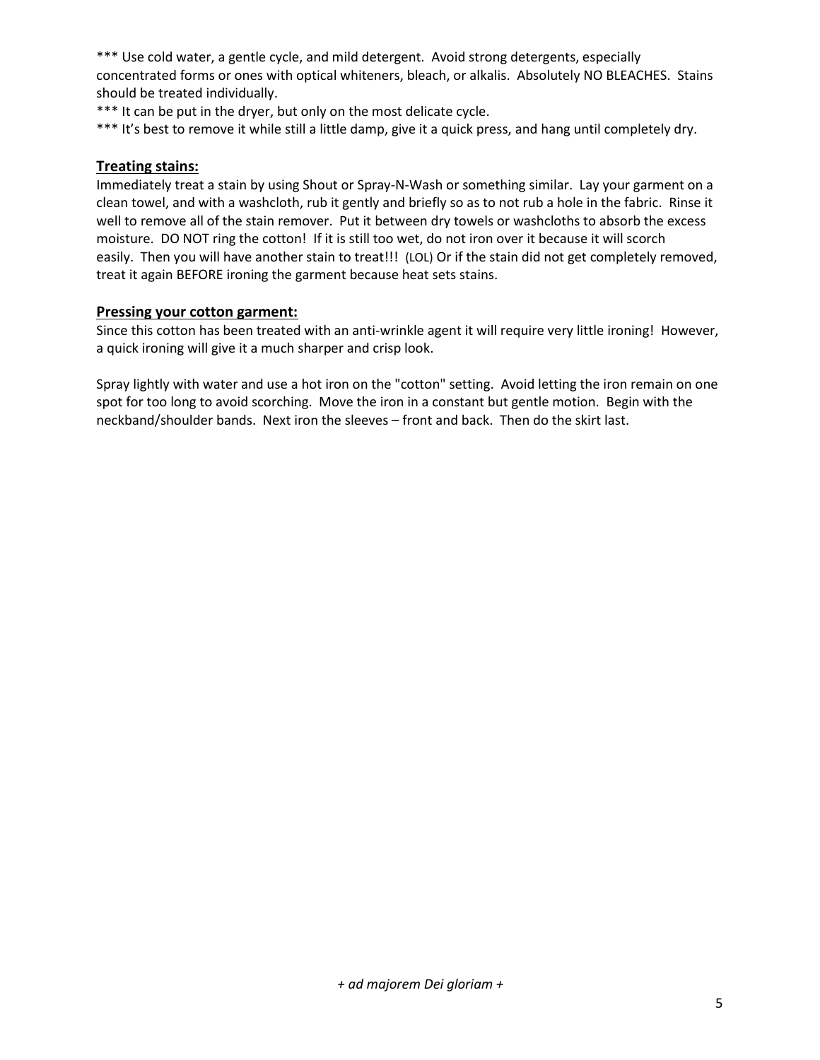*** Use cold water, a gentle cycle, and mild detergent. Avoid strong detergents, especially concentrated forms or ones with optical whiteners, bleach, or alkalis. Absolutely NO BLEACHES. Stains should be treated individually.

*** It can be put in the dryer, but only on the most delicate cycle.

*** It's best to remove it while still a little damp, give it a quick press, and hang until completely dry.

## Treating stains:

Immediately treat a stain by using Shout or Spray-N-Wash or something similar. Lay your garment on a clean towel, and with a washcloth, rub it gently and briefly so as to not rub a hole in the fabric. Rinse it well to remove all of the stain remover. Put it between dry towels or washcloths to absorb the excess moisture. DO NOT ring the cotton! If it is still too wet, do not iron over it because it will scorch easily. Then you will have another stain to treat!!! (LOL) Or if the stain did not get completely removed, treat it again BEFORE ironing the garment because heat sets stains.

## Pressing your cotton garment:

Since this cotton has been treated with an anti-wrinkle agent it will require very little ironing! However, a quick ironing will give it a much sharper and crisp look.

Spray lightly with water and use a hot iron on the "cotton" setting. Avoid letting the iron remain on one spot for too long to avoid scorching. Move the iron in a constant but gentle motion. Begin with the neckband/shoulder bands. Next iron the sleeves – front and back. Then do the skirt last.

*+ ad majorem Dei gloriam +*